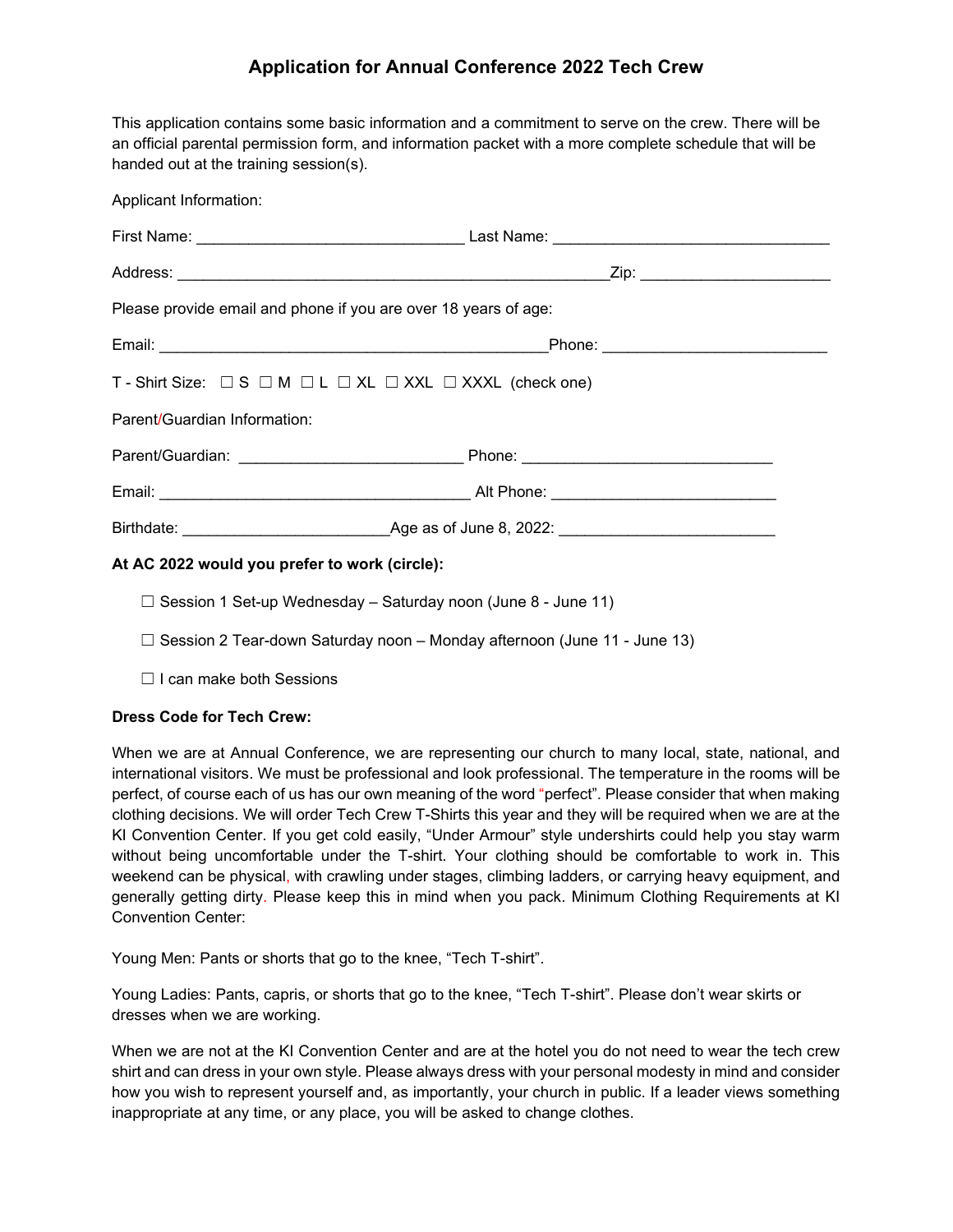# Application for Annual Conference 2022 Tech Crew

This application contains some basic information and a commitment to serve on the crew. There will be an official parental permission form, and information packet with a more complete schedule that will be handed out at the training session(s).

Applicant Information:

First Name: ______________________________ Last Name: _______________________________

Address: __________________________________________________Zip: _____________________

Please provide email and phone if you are over 18 years of age:

Email: ______________________________________________Phone: _________________________

T - Shirt Size: ☐ S ☐ M ☐ L ☐ XL ☐ XXL ☐ XXXL (check one)

Parent/Guardian Information:

Parent/Guardian: _________________________ Phone: ____________________________

Email: ___________________________________ Alt Phone: _________________________

Birthdate: _______________________Age as of June 8, 2022: ________________________

**At AC 2022 would you prefer to work (circle):**

☐ Session 1 Set-up Wednesday – Saturday noon (June 8 - June 11)

☐ Session 2 Tear-down Saturday noon – Monday afternoon (June 11 - June 13)

☐ I can make both Sessions

**Dress Code for Tech Crew:**

When we are at Annual Conference, we are representing our church to many local, state, national, and international visitors. We must be professional and look professional. The temperature in the rooms will be perfect, of course each of us has our own meaning of the word "perfect". Please consider that when making clothing decisions. We will order Tech Crew T-Shirts this year and they will be required when we are at the KI Convention Center. If you get cold easily, "Under Armour" style undershirts could help you stay warm without being uncomfortable under the T-shirt. Your clothing should be comfortable to work in. This weekend can be physical, with crawling under stages, climbing ladders, or carrying heavy equipment, and generally getting dirty. Please keep this in mind when you pack. Minimum Clothing Requirements at KI Convention Center:

Young Men: Pants or shorts that go to the knee, "Tech T-shirt".

Young Ladies: Pants, capris, or shorts that go to the knee, "Tech T-shirt". Please don't wear skirts or dresses when we are working.

When we are not at the KI Convention Center and are at the hotel you do not need to wear the tech crew shirt and can dress in your own style. Please always dress with your personal modesty in mind and consider how you wish to represent yourself and, as importantly, your church in public. If a leader views something inappropriate at any time, or any place, you will be asked to change clothes.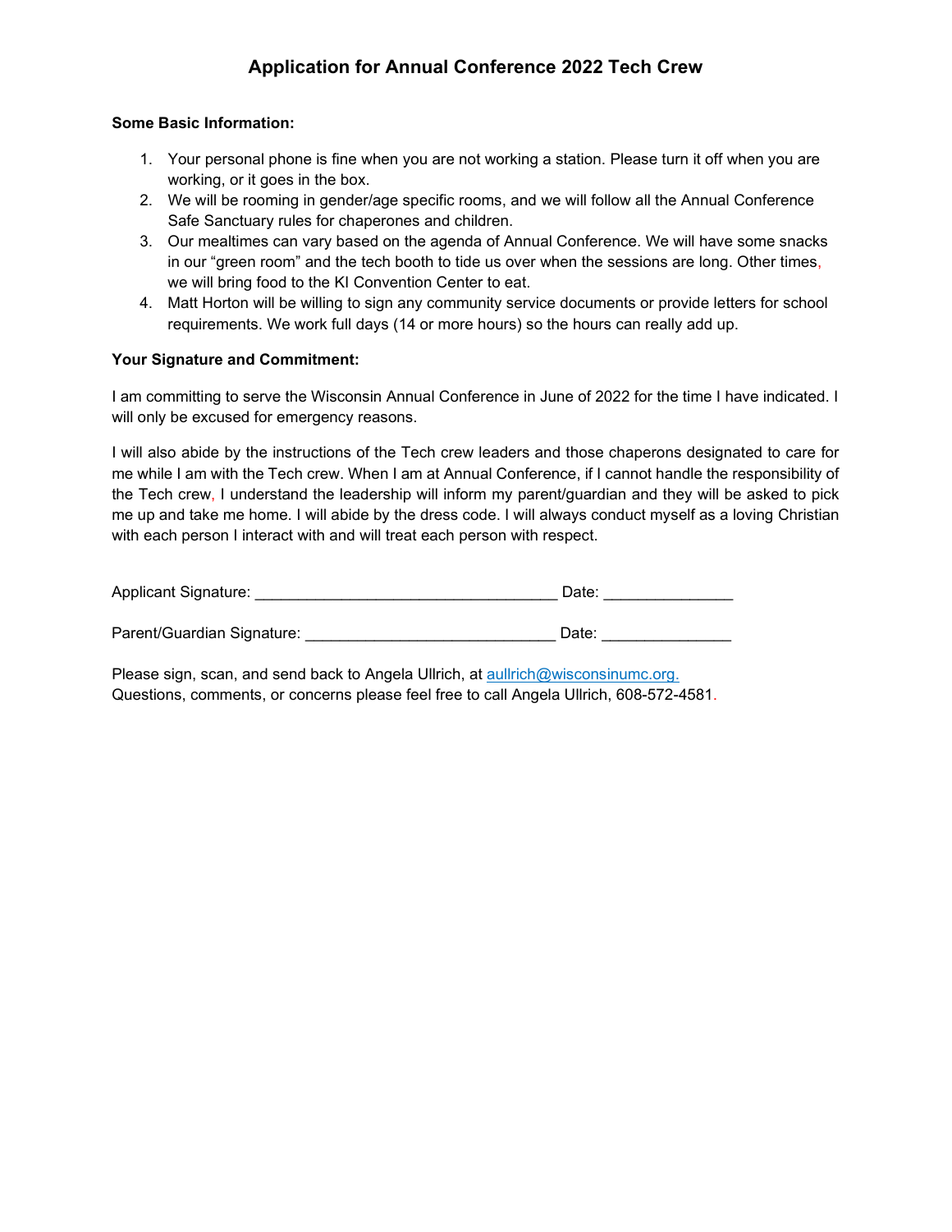# Application for Annual Conference 2022 Tech Crew

**Some Basic Information:**

1. Your personal phone is fine when you are not working a station. Please turn it off when you are working, or it goes in the box.
2. We will be rooming in gender/age specific rooms, and we will follow all the Annual Conference Safe Sanctuary rules for chaperones and children.
3. Our mealtimes can vary based on the agenda of Annual Conference. We will have some snacks in our "green room" and the tech booth to tide us over when the sessions are long. Other times, we will bring food to the KI Convention Center to eat.
4. Matt Horton will be willing to sign any community service documents or provide letters for school requirements. We work full days (14 or more hours) so the hours can really add up.

**Your Signature and Commitment:**

I am committing to serve the Wisconsin Annual Conference in June of 2022 for the time I have indicated. I will only be excused for emergency reasons.

I will also abide by the instructions of the Tech crew leaders and those chaperons designated to care for me while I am with the Tech crew. When I am at Annual Conference, if I cannot handle the responsibility of the Tech crew, I understand the leadership will inform my parent/guardian and they will be asked to pick me up and take me home. I will abide by the dress code. I will always conduct myself as a loving Christian with each person I interact with and will treat each person with respect.

Applicant Signature: ___________________________________ Date: _______________

Parent/Guardian Signature: _____________________________ Date: _______________

Please sign, scan, and send back to Angela Ullrich, at aullrich@wisconsinumc.org.
Questions, comments, or concerns please feel free to call Angela Ullrich, 608-572-4581.